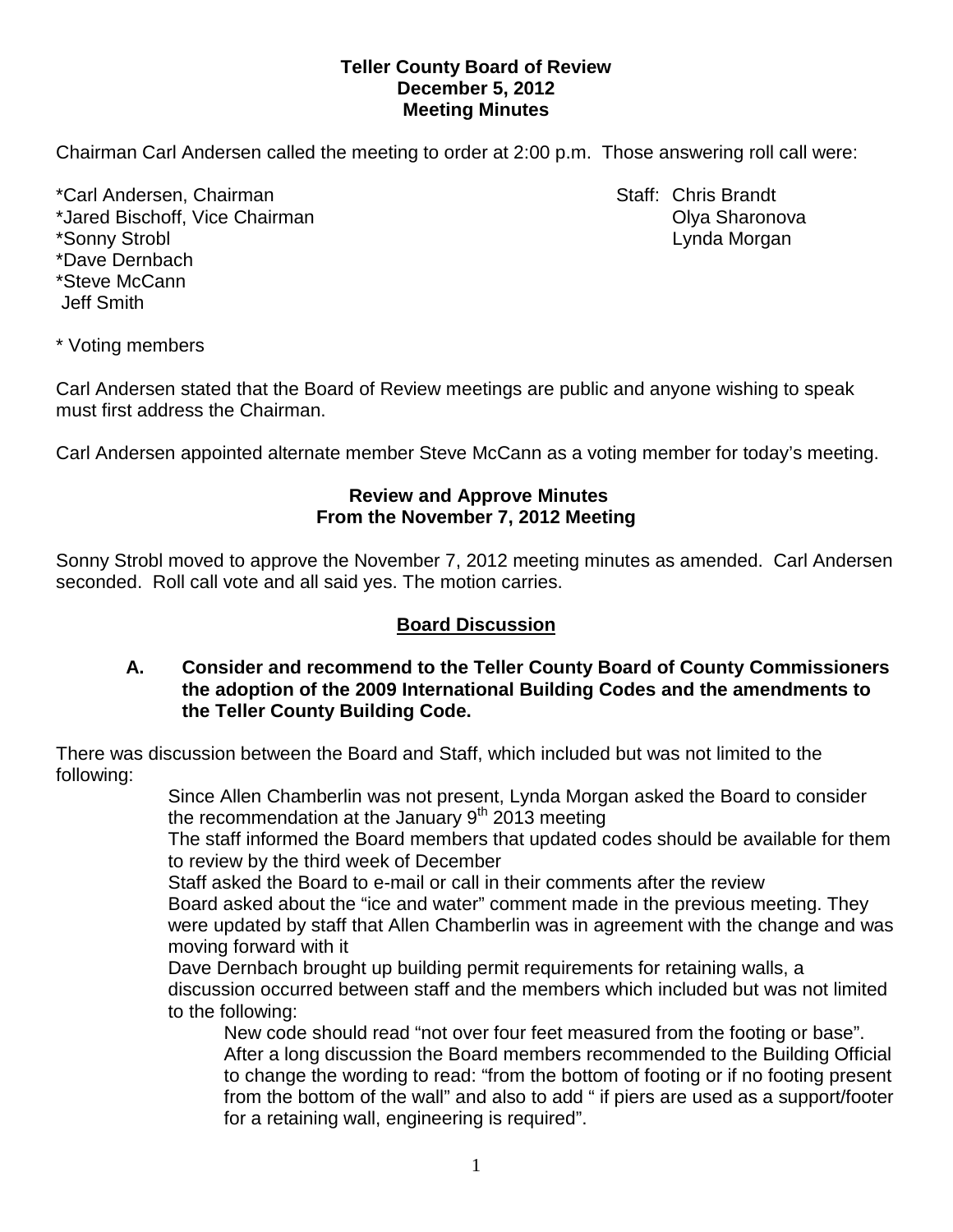**Teller County Board of Review**
**December 5, 2012**
**Meeting Minutes**

Chairman Carl Andersen called the meeting to order at 2:00 p.m. Those answering roll call were:

*Carl Andersen, Chairman
*Jared Bischoff, Vice Chairman
*Sonny Strobl
*Dave Dernbach
*Steve McCann
Jeff Smith

Staff: Chris Brandt
Olya Sharonova
Lynda Morgan

* Voting members

Carl Andersen stated that the Board of Review meetings are public and anyone wishing to speak must first address the Chairman.

Carl Andersen appointed alternate member Steve McCann as a voting member for today's meeting.

**Review and Approve Minutes**
**From the November 7, 2012 Meeting**

Sonny Strobl moved to approve the November 7, 2012 meeting minutes as amended. Carl Andersen seconded. Roll call vote and all said yes. The motion carries.

**Board Discussion**

**A. Consider and recommend to the Teller County Board of County Commissioners the adoption of the 2009 International Building Codes and the amendments to the Teller County Building Code.**

There was discussion between the Board and Staff, which included but was not limited to the following:

Since Allen Chamberlin was not present, Lynda Morgan asked the Board to consider the recommendation at the January 9th 2013 meeting

The staff informed the Board members that updated codes should be available for them to review by the third week of December

Staff asked the Board to e-mail or call in their comments after the review

Board asked about the "ice and water" comment made in the previous meeting. They were updated by staff that Allen Chamberlin was in agreement with the change and was moving forward with it

Dave Dernbach brought up building permit requirements for retaining walls, a discussion occurred between staff and the members which included but was not limited to the following:

New code should read "not over four feet measured from the footing or base".

After a long discussion the Board members recommended to the Building Official to change the wording to read: "from the bottom of footing or if no footing present from the bottom of the wall" and also to add " if piers are used as a support/footer for a retaining wall, engineering is required".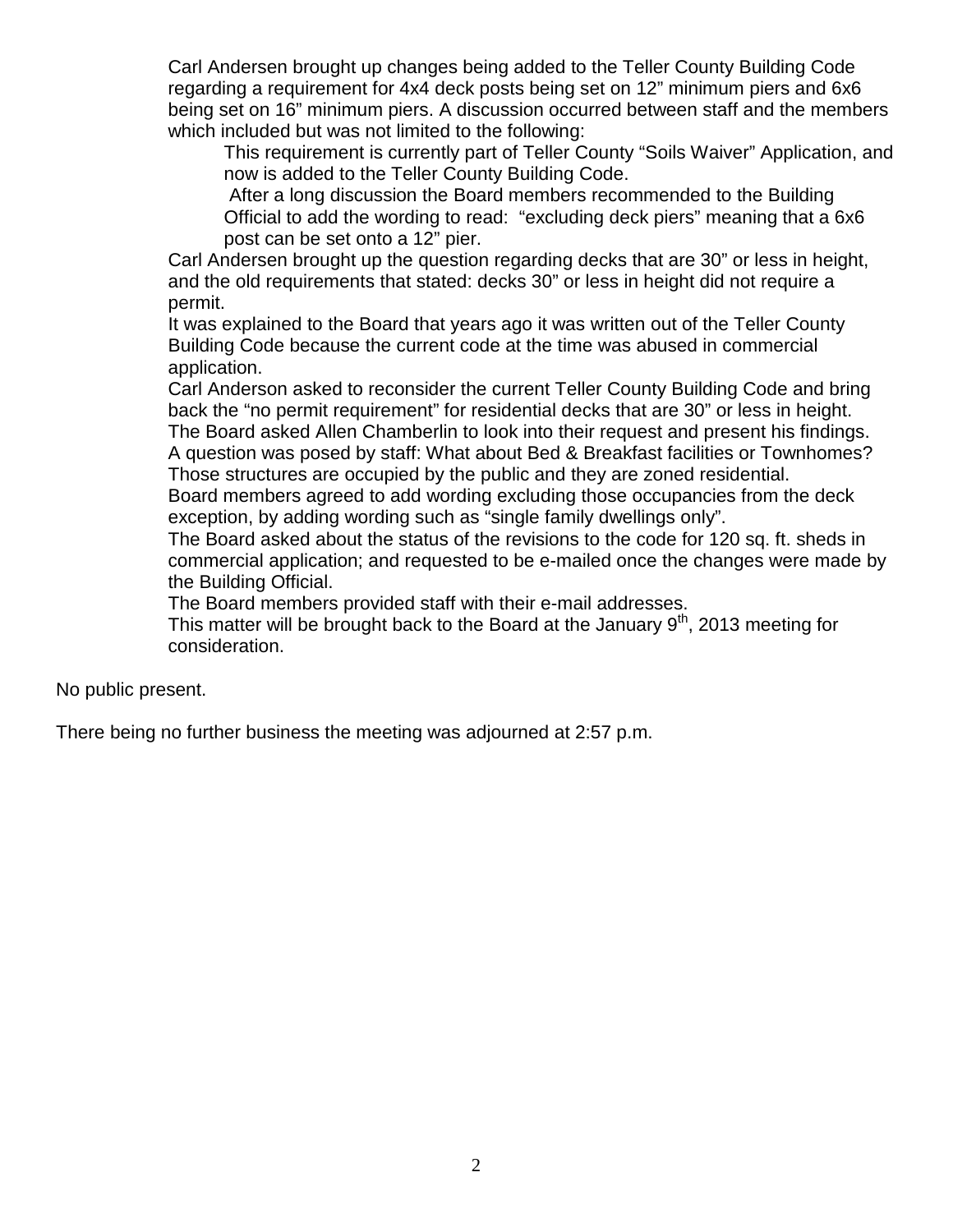Carl Andersen brought up changes being added to the Teller County Building Code regarding a requirement for 4x4 deck posts being set on 12" minimum piers and 6x6 being set on 16" minimum piers. A discussion occurred between staff and the members which included but was not limited to the following:

This requirement is currently part of Teller County "Soils Waiver" Application, and now is added to the Teller County Building Code.

After a long discussion the Board members recommended to the Building Official to add the wording to read: "excluding deck piers" meaning that a 6x6 post can be set onto a 12" pier.

Carl Andersen brought up the question regarding decks that are 30" or less in height, and the old requirements that stated: decks 30" or less in height did not require a permit.

It was explained to the Board that years ago it was written out of the Teller County Building Code because the current code at the time was abused in commercial application.

Carl Anderson asked to reconsider the current Teller County Building Code and bring back the "no permit requirement" for residential decks that are 30" or less in height.

The Board asked Allen Chamberlin to look into their request and present his findings.

A question was posed by staff: What about Bed & Breakfast facilities or Townhomes? Those structures are occupied by the public and they are zoned residential.

Board members agreed to add wording excluding those occupancies from the deck exception, by adding wording such as "single family dwellings only".

The Board asked about the status of the revisions to the code for 120 sq. ft. sheds in commercial application; and requested to be e-mailed once the changes were made by the Building Official.

The Board members provided staff with their e-mail addresses.

This matter will be brought back to the Board at the January 9th, 2013 meeting for consideration.

No public present.

There being no further business the meeting was adjourned at 2:57 p.m.